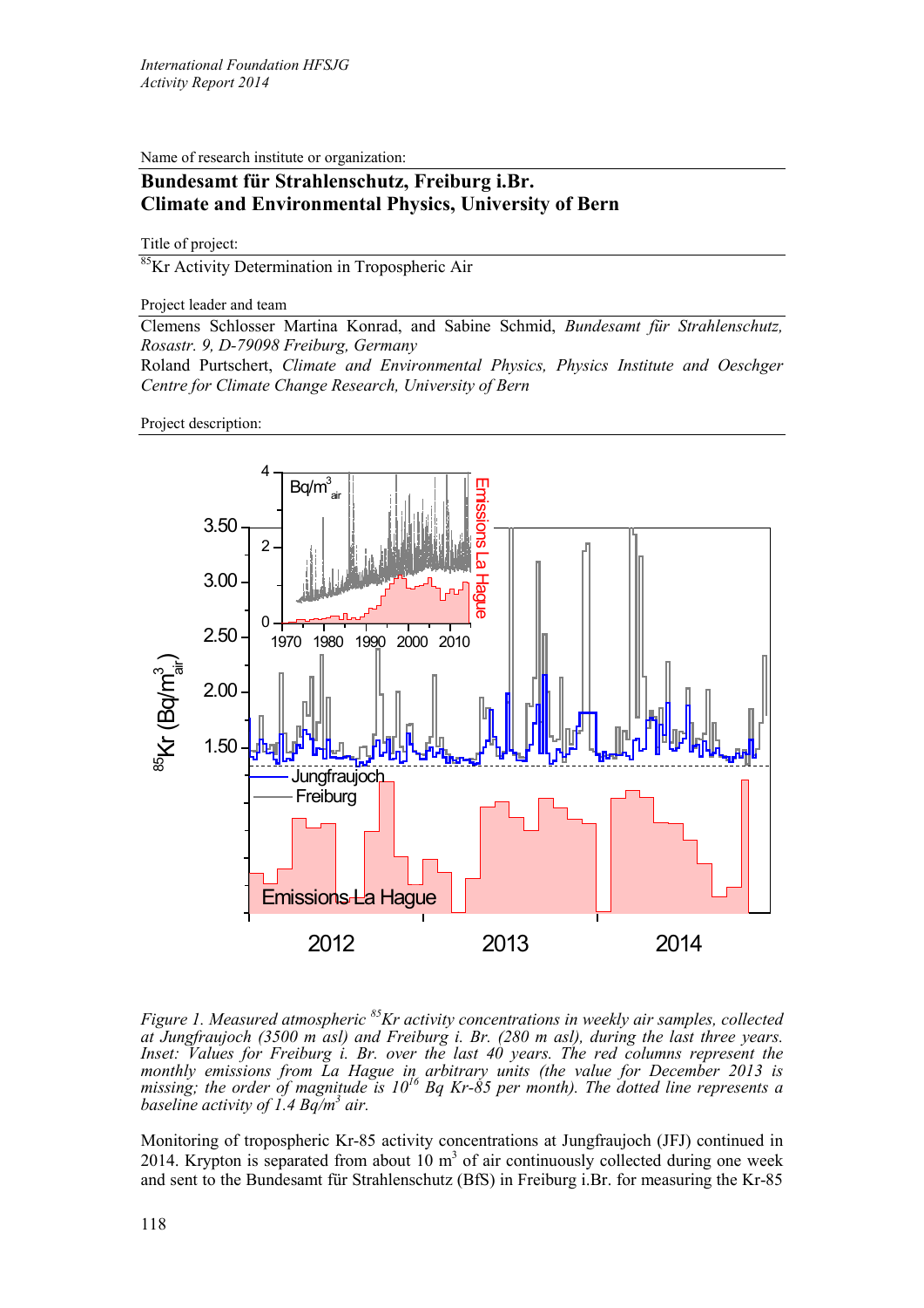Name of research institute or organization:

**Bundesamt für Strahlenschutz, Freiburg i.Br.**
**Climate and Environmental Physics, University of Bern**

Title of project:

$^{85}$Kr Activity Determination in Tropospheric Air

Project leader and team

Clemens Schlosser Martina Konrad, and Sabine Schmid, *Bundesamt für Strahlenschutz, Rosastr. 9, D-79098 Freiburg, Germany*
Roland Purtschert, *Climate and Environmental Physics, Physics Institute and Oeschger Centre for Climate Change Research, University of Bern*

Project description:

*Figure 1. Measured atmospheric $^{85}$Kr activity concentrations in weekly air samples, collected at Jungfraujoch (3500 m asl) and Freiburg i. Br. (280 m asl), during the last three years. Inset: Values for Freiburg i. Br. over the last 40 years. The red columns represent the monthly emissions from La Hague in arbitrary units (the value for December 2013 is missing; the order of magnitude is $10^{16}$ Bq Kr-85 per month). The dotted line represents a baseline activity of 1.4 Bq/m$^3$ air.*

Monitoring of tropospheric Kr-85 activity concentrations at Jungfraujoch (JFJ) continued in 2014. Krypton is separated from about 10 m$^3$ of air continuously collected during one week and sent to the Bundesamt für Strahlenschutz (BfS) in Freiburg i.Br. for measuring the Kr-85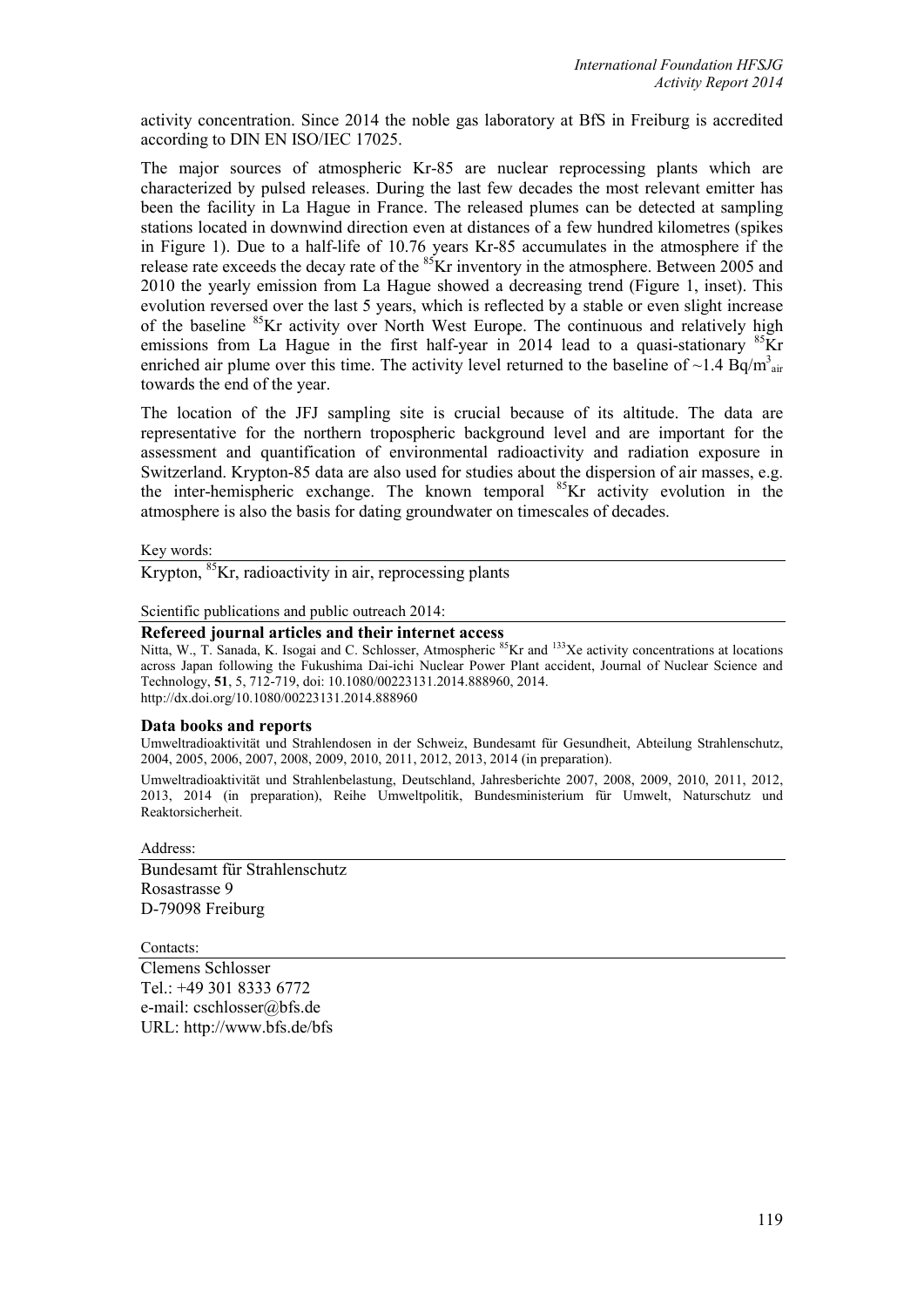activity concentration. Since 2014 the noble gas laboratory at BfS in Freiburg is accredited according to DIN EN ISO/IEC 17025.

The major sources of atmospheric Kr-85 are nuclear reprocessing plants which are characterized by pulsed releases. During the last few decades the most relevant emitter has been the facility in La Hague in France. The released plumes can be detected at sampling stations located in downwind direction even at distances of a few hundred kilometres (spikes in Figure 1). Due to a half-life of 10.76 years Kr-85 accumulates in the atmosphere if the release rate exceeds the decay rate of the $^{85}$Kr inventory in the atmosphere. Between 2005 and 2010 the yearly emission from La Hague showed a decreasing trend (Figure 1, inset). This evolution reversed over the last 5 years, which is reflected by a stable or even slight increase of the baseline $^{85}$Kr activity over North West Europe. The continuous and relatively high emissions from La Hague in the first half-year in 2014 lead to a quasi-stationary $^{85}$Kr enriched air plume over this time. The activity level returned to the baseline of ~1.4 $Bq/m^3_{air}$ towards the end of the year.

The location of the JFJ sampling site is crucial because of its altitude. The data are representative for the northern tropospheric background level and are important for the assessment and quantification of environmental radioactivity and radiation exposure in Switzerland. Krypton-85 data are also used for studies about the dispersion of air masses, e.g. the inter-hemispheric exchange. The known temporal $^{85}$Kr activity evolution in the atmosphere is also the basis for dating groundwater on timescales of decades.

Key words:

Krypton, $^{85}$Kr, radioactivity in air, reprocessing plants

Scientific publications and public outreach 2014:

**Refereed journal articles and their internet access**

Nitta, W., T. Sanada, K. Isogai and C. Schlosser, Atmospheric $^{85}$Kr and $^{133}$Xe activity concentrations at locations across Japan following the Fukushima Dai-ichi Nuclear Power Plant accident, Journal of Nuclear Science and Technology, **51**, 5, 712-719, doi: 10.1080/00223131.2014.888960, 2014.
http://dx.doi.org/10.1080/00223131.2014.888960

**Data books and reports**

Umweltradioaktivität und Strahlendosen in der Schweiz, Bundesamt für Gesundheit, Abteilung Strahlenschutz, 2004, 2005, 2006, 2007, 2008, 2009, 2010, 2011, 2012, 2013, 2014 (in preparation).

Umweltradioaktivität und Strahlenbelastung, Deutschland, Jahresberichte 2007, 2008, 2009, 2010, 2011, 2012, 2013, 2014 (in preparation), Reihe Umweltpolitik, Bundesministerium für Umwelt, Naturschutz und Reaktorsicherheit.

Address:

Bundesamt für Strahlenschutz
Rosastrasse 9
D-79098 Freiburg

Contacts:

Clemens Schlosser
Tel.: +49 301 8333 6772
e-mail: cschlosser@bfs.de
URL: http://www.bfs.de/bfs